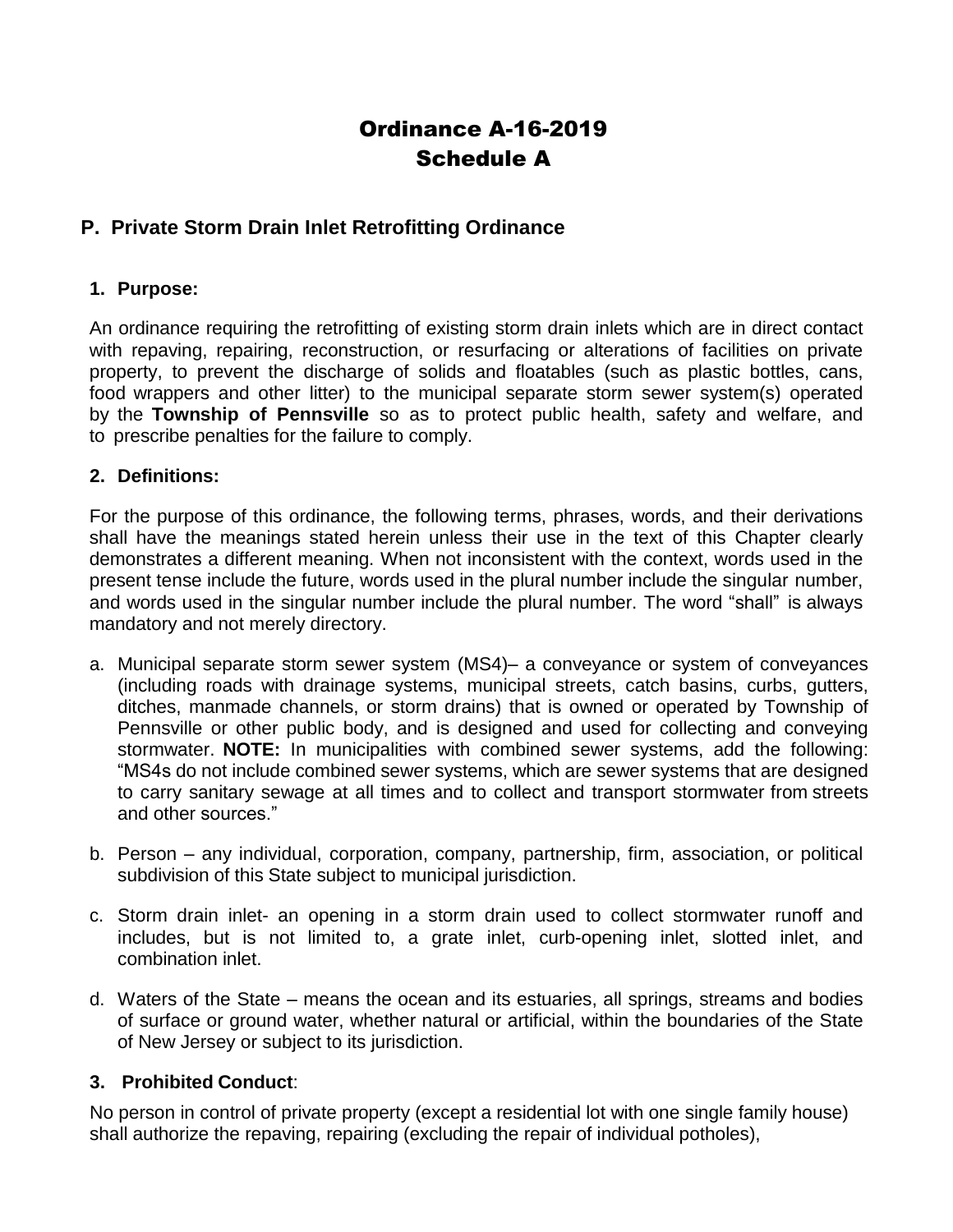# Ordinance A-16-2019
# Schedule A

## P. Private Storm Drain Inlet Retrofitting Ordinance

### 1. Purpose:

An ordinance requiring the retrofitting of existing storm drain inlets which are in direct contact with repaving, repairing, reconstruction, or resurfacing or alterations of facilities on private property, to prevent the discharge of solids and floatables (such as plastic bottles, cans, food wrappers and other litter) to the municipal separate storm sewer system(s) operated by the **Township of Pennsville** so as to protect public health, safety and welfare, and to prescribe penalties for the failure to comply.

### 2. Definitions:

For the purpose of this ordinance, the following terms, phrases, words, and their derivations shall have the meanings stated herein unless their use in the text of this Chapter clearly demonstrates a different meaning. When not inconsistent with the context, words used in the present tense include the future, words used in the plural number include the singular number, and words used in the singular number include the plural number. The word "shall" is always mandatory and not merely directory.

a. Municipal separate storm sewer system (MS4)– a conveyance or system of conveyances (including roads with drainage systems, municipal streets, catch basins, curbs, gutters, ditches, manmade channels, or storm drains) that is owned or operated by Township of Pennsville or other public body, and is designed and used for collecting and conveying stormwater. **NOTE:** In municipalities with combined sewer systems, add the following: "MS4s do not include combined sewer systems, which are sewer systems that are designed to carry sanitary sewage at all times and to collect and transport stormwater from streets and other sources."

b. Person – any individual, corporation, company, partnership, firm, association, or political subdivision of this State subject to municipal jurisdiction.

c. Storm drain inlet- an opening in a storm drain used to collect stormwater runoff and includes, but is not limited to, a grate inlet, curb-opening inlet, slotted inlet, and combination inlet.

d. Waters of the State – means the ocean and its estuaries, all springs, streams and bodies of surface or ground water, whether natural or artificial, within the boundaries of the State of New Jersey or subject to its jurisdiction.

### 3. Prohibited Conduct:

No person in control of private property (except a residential lot with one single family house) shall authorize the repaving, repairing (excluding the repair of individual potholes),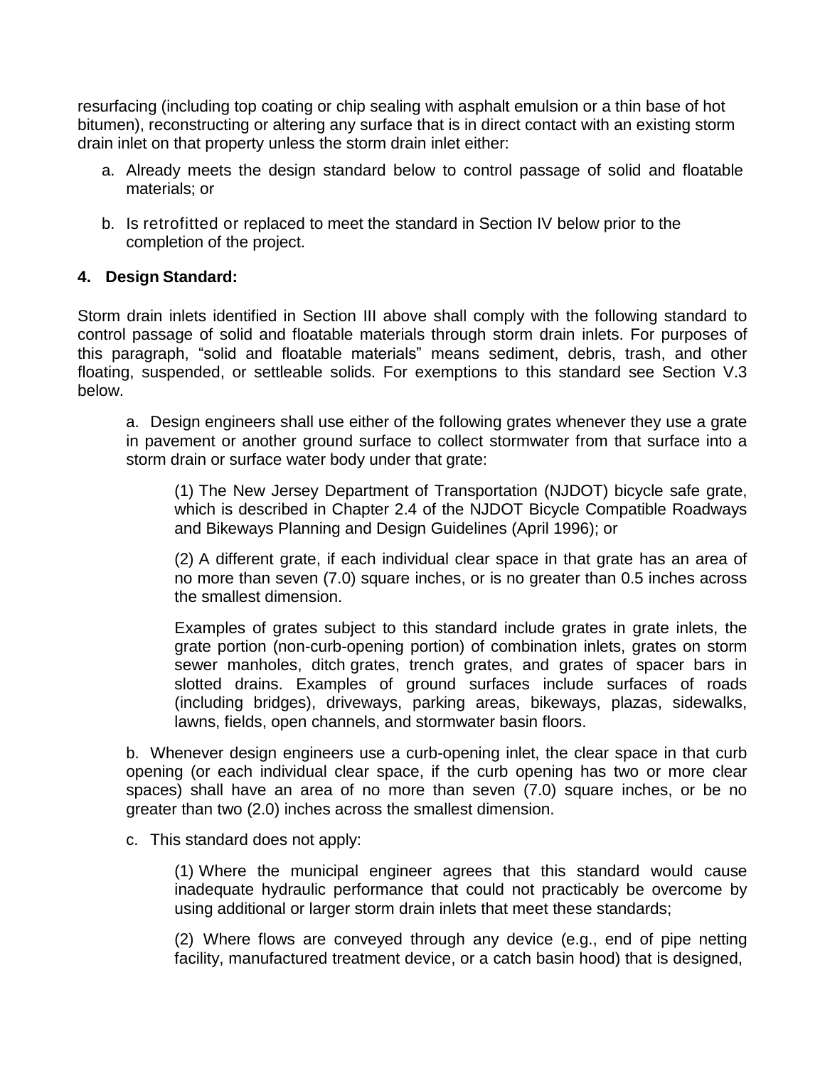resurfacing (including top coating or chip sealing with asphalt emulsion or a thin base of hot bitumen), reconstructing or altering any surface that is in direct contact with an existing storm drain inlet on that property unless the storm drain inlet either:

a. Already meets the design standard below to control passage of solid and floatable materials; or

b. Is retrofitted or replaced to meet the standard in Section IV below prior to the completion of the project.

**4. Design Standard:**

Storm drain inlets identified in Section III above shall comply with the following standard to control passage of solid and floatable materials through storm drain inlets. For purposes of this paragraph, "solid and floatable materials" means sediment, debris, trash, and other floating, suspended, or settleable solids. For exemptions to this standard see Section V.3 below.

a. Design engineers shall use either of the following grates whenever they use a grate in pavement or another ground surface to collect stormwater from that surface into a storm drain or surface water body under that grate:

(1) The New Jersey Department of Transportation (NJDOT) bicycle safe grate, which is described in Chapter 2.4 of the NJDOT Bicycle Compatible Roadways and Bikeways Planning and Design Guidelines (April 1996); or

(2) A different grate, if each individual clear space in that grate has an area of no more than seven (7.0) square inches, or is no greater than 0.5 inches across the smallest dimension.

Examples of grates subject to this standard include grates in grate inlets, the grate portion (non-curb-opening portion) of combination inlets, grates on storm sewer manholes, ditch grates, trench grates, and grates of spacer bars in slotted drains. Examples of ground surfaces include surfaces of roads (including bridges), driveways, parking areas, bikeways, plazas, sidewalks, lawns, fields, open channels, and stormwater basin floors.

b. Whenever design engineers use a curb-opening inlet, the clear space in that curb opening (or each individual clear space, if the curb opening has two or more clear spaces) shall have an area of no more than seven (7.0) square inches, or be no greater than two (2.0) inches across the smallest dimension.

c. This standard does not apply:

(1) Where the municipal engineer agrees that this standard would cause inadequate hydraulic performance that could not practicably be overcome by using additional or larger storm drain inlets that meet these standards;

(2) Where flows are conveyed through any device (e.g., end of pipe netting facility, manufactured treatment device, or a catch basin hood) that is designed,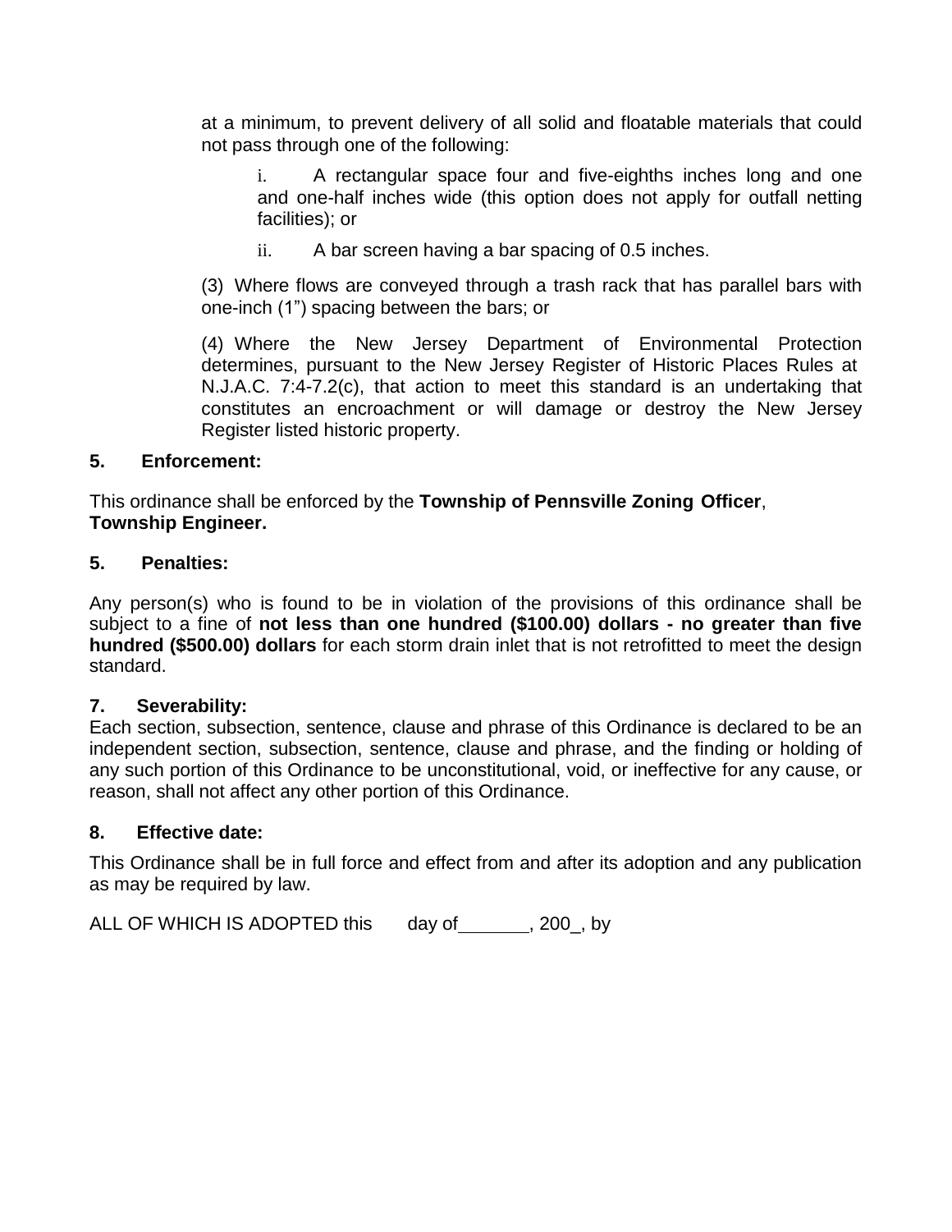at a minimum, to prevent delivery of all solid and floatable materials that could not pass through one of the following:

i. A rectangular space four and five-eighths inches long and one and one-half inches wide (this option does not apply for outfall netting facilities); or

ii. A bar screen having a bar spacing of 0.5 inches.

(3) Where flows are conveyed through a trash rack that has parallel bars with one-inch (1”) spacing between the bars; or

(4) Where the New Jersey Department of Environmental Protection determines, pursuant to the New Jersey Register of Historic Places Rules at N.J.A.C. 7:4-7.2(c), that action to meet this standard is an undertaking that constitutes an encroachment or will damage or destroy the New Jersey Register listed historic property.

**5. Enforcement:**

This ordinance shall be enforced by the **Township of Pennsville Zoning Officer**, **Township Engineer.**

**5. Penalties:**

Any person(s) who is found to be in violation of the provisions of this ordinance shall be subject to a fine of **not less than one hundred ($100.00) dollars - no greater than five hundred ($500.00) dollars** for each storm drain inlet that is not retrofitted to meet the design standard.

**7. Severability:**

Each section, subsection, sentence, clause and phrase of this Ordinance is declared to be an independent section, subsection, sentence, clause and phrase, and the finding or holding of any such portion of this Ordinance to be unconstitutional, void, or ineffective for any cause, or reason, shall not affect any other portion of this Ordinance.

**8. Effective date:**

This Ordinance shall be in full force and effect from and after its adoption and any publication as may be required by law.

ALL OF WHICH IS ADOPTED this day of_______, 200_, by